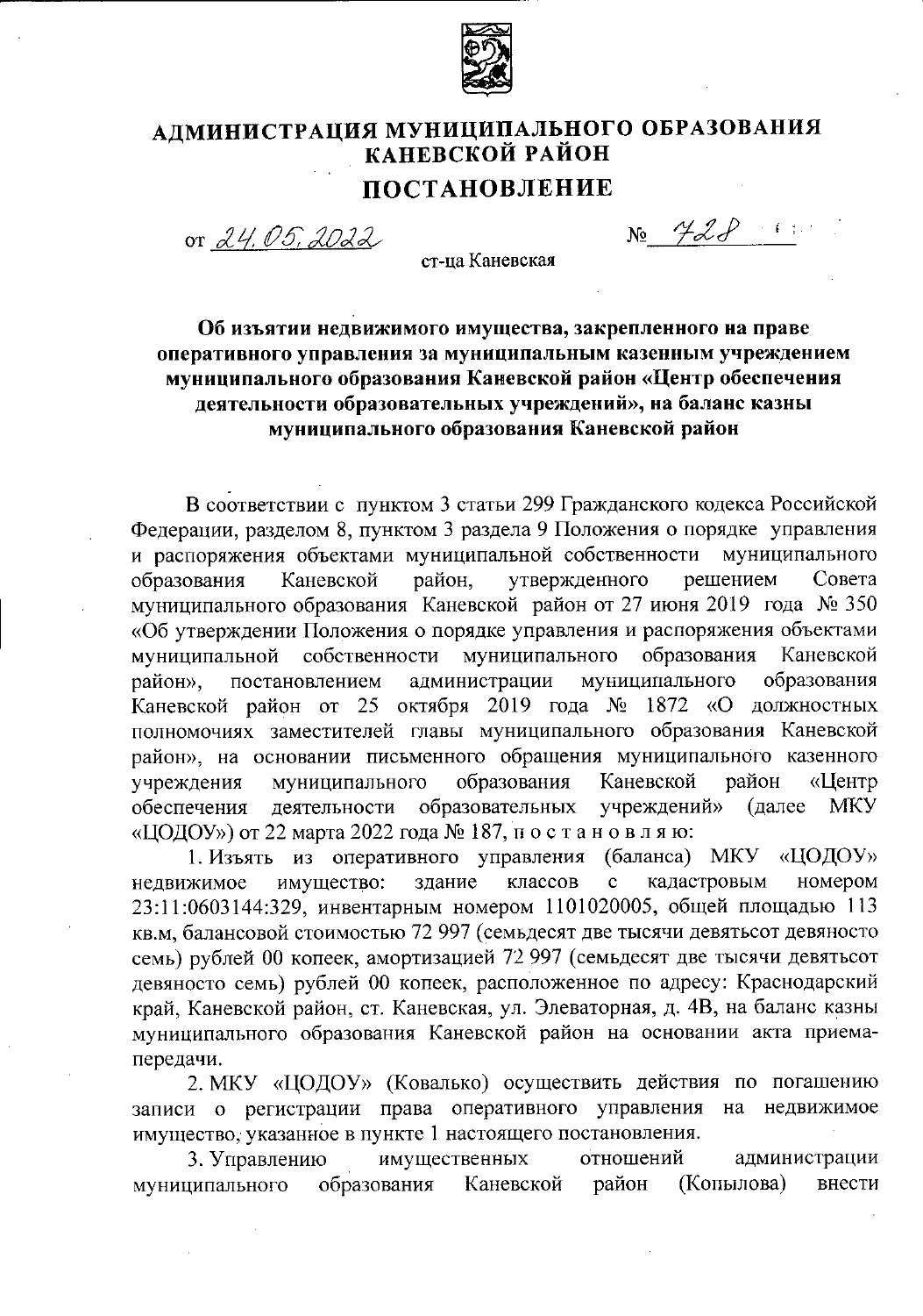# АДМИНИСТРАЦИЯ МУНИЦИПАЛЬНОГО ОБРАЗОВАНИЯ КАНЕВСКОЙ РАЙОН

## ПОСТАНОВЛЕНИЕ

от 24.05.2022 № 728

ст-ца Каневская

**Об изъятии недвижимого имущества, закрепленного на праве оперативного управления за муниципальным казенным учреждением муниципального образования Каневской район «Центр обеспечения деятельности образовательных учреждений», на баланс казны муниципального образования Каневской район**

В соответствии с пунктом 3 статьи 299 Гражданского кодекса Российской Федерации, разделом 8, пунктом 3 раздела 9 Положения о порядке управления и распоряжения объектами муниципальной собственности муниципального образования Каневской район, утвержденного решением Совета муниципального образования Каневской район от 27 июня 2019 года № 350 «Об утверждении Положения о порядке управления и распоряжения объектами муниципальной собственности муниципального образования Каневской район», постановлением администрации муниципального образования Каневской район от 25 октября 2019 года № 1872 «О должностных полномочиях заместителей главы муниципального образования Каневской район», на основании письменного обращения муниципального казенного учреждения муниципального образования Каневской район «Центр обеспечения деятельности образовательных учреждений» (далее МКУ «ЦОДОУ») от 22 марта 2022 года № 187, п о с т а н о в л я ю:

1. Изъять из оперативного управления (баланса) МКУ «ЦОДОУ» недвижимое имущество: здание классов с кадастровым номером 23:11:0603144:329, инвентарным номером 1101020005, общей площадью 113 кв.м, балансовой стоимостью 72 997 (семьдесят две тысячи девятьсот девяносто семь) рублей 00 копеек, амортизацией 72 997 (семьдесят две тысячи девятьсот девяносто семь) рублей 00 копеек, расположенное по адресу: Краснодарский край, Каневской район, ст. Каневская, ул. Элеваторная, д. 4В, на баланс казны муниципального образования Каневской район на основании акта приема-передачи.

2. МКУ «ЦОДОУ» (Ковалько) осуществить действия по погашению записи о регистрации права оперативного управления на недвижимое имущество, указанное в пункте 1 настоящего постановления.

3. Управлению имущественных отношений администрации муниципального образования Каневской район (Копылова) внести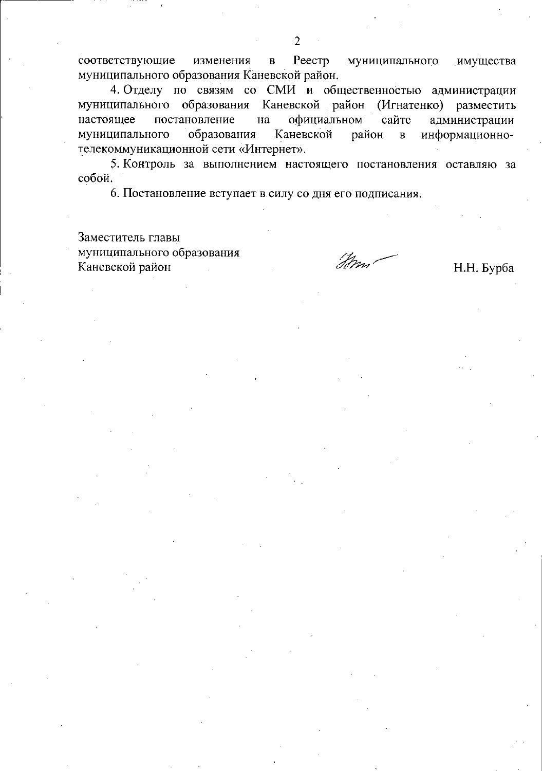соответствующие изменения в Реестр муниципального имущества муниципального образования Каневской район.

4. Отделу по связям со СМИ и общественностью администрации муниципального образования Каневской район (Игнатенко) разместить настоящее постановление на официальном сайте администрации муниципального образования Каневской район в информационно-телекоммуникационной сети «Интернет».

5. Контроль за выполнением настоящего постановления оставляю за собой.

6. Постановление вступает в силу со дня его подписания.

Заместитель главы
муниципального образования
Каневской район — Н.Н. Бурба